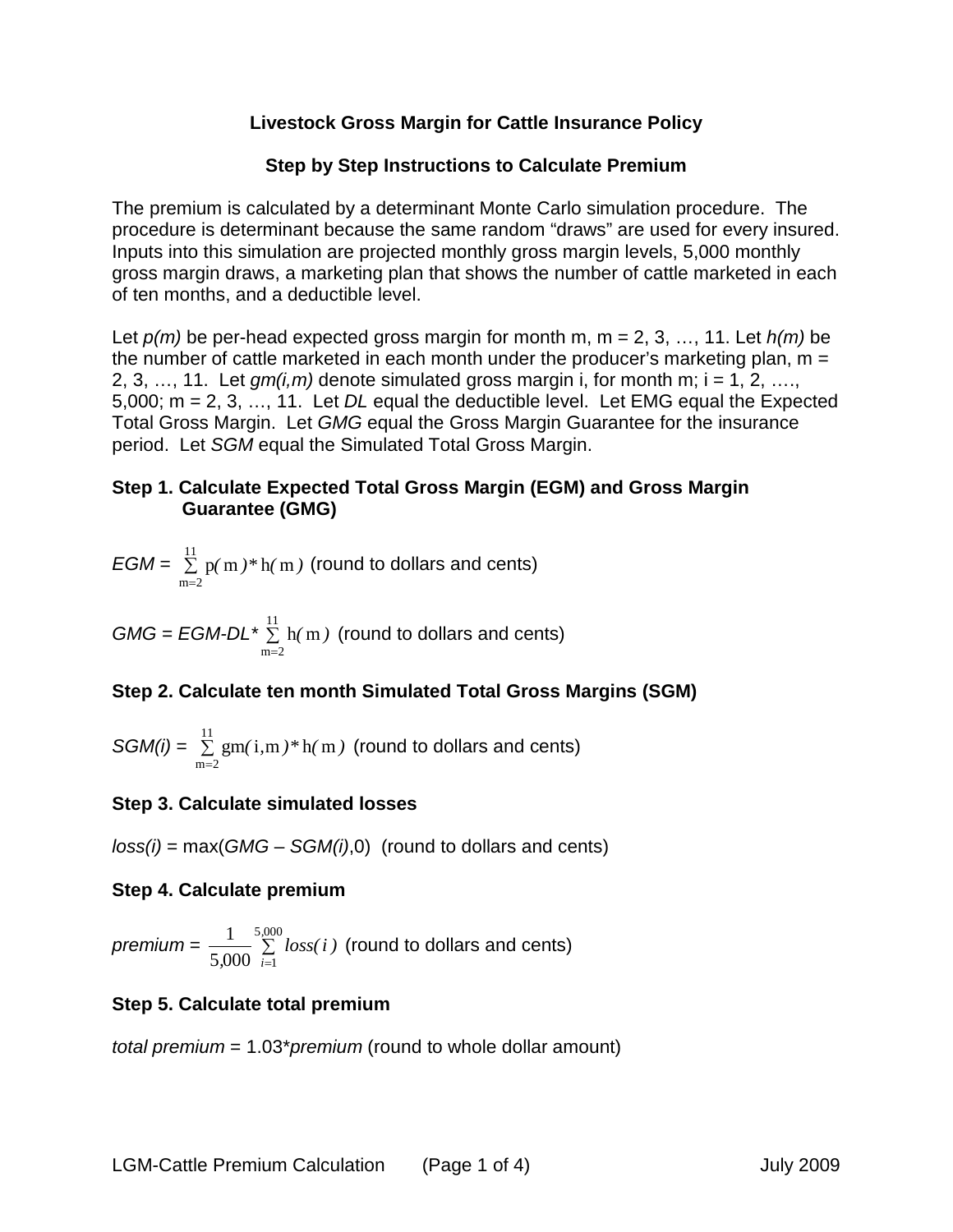# Livestock Gross Margin for Cattle Insurance Policy

## Step by Step Instructions to Calculate Premium

The premium is calculated by a determinant Monte Carlo simulation procedure. The procedure is determinant because the same random "draws" are used for every insured. Inputs into this simulation are projected monthly gross margin levels, 5,000 monthly gross margin draws, a marketing plan that shows the number of cattle marketed in each of ten months, and a deductible level.

Let $p(m)$ be per-head expected gross margin for month m, m = 2, 3, …, 11. Let $h(m)$ be the number of cattle marketed in each month under the producer's marketing plan, m = 2, 3, …, 11. Let $gm(i,m)$ denote simulated gross margin i, for month m; i = 1, 2, …., 5,000; m = 2, 3, …, 11. Let *DL* equal the deductible level. Let EMG equal the Expected Total Gross Margin. Let *GMG* equal the Gross Margin Guarantee for the insurance period. Let *SGM* equal the Simulated Total Gross Margin.

### Step 1. Calculate Expected Total Gross Margin (EGM) and Gross Margin Guarantee (GMG)

$EGM = \sum_{m=2}^{11} p(m) * h(m)$ (round to dollars and cents)

$GMG = EGM - DL * \sum_{m=2}^{11} h(m)$ (round to dollars and cents)

### Step 2. Calculate ten month Simulated Total Gross Margins (SGM)

$SGM(i) = \sum_{m=2}^{11} gm(i,m) * h(m)$ (round to dollars and cents)

### Step 3. Calculate simulated losses

$loss(i) = \max(GMG - SGM(i), 0)$ (round to dollars and cents)

### Step 4. Calculate premium

$premium = \frac{1}{5{,}000} \sum_{i=1}^{5{,}000} loss(i)$ (round to dollars and cents)

### Step 5. Calculate total premium

*total premium* = 1.03\**premium* (round to whole dollar amount)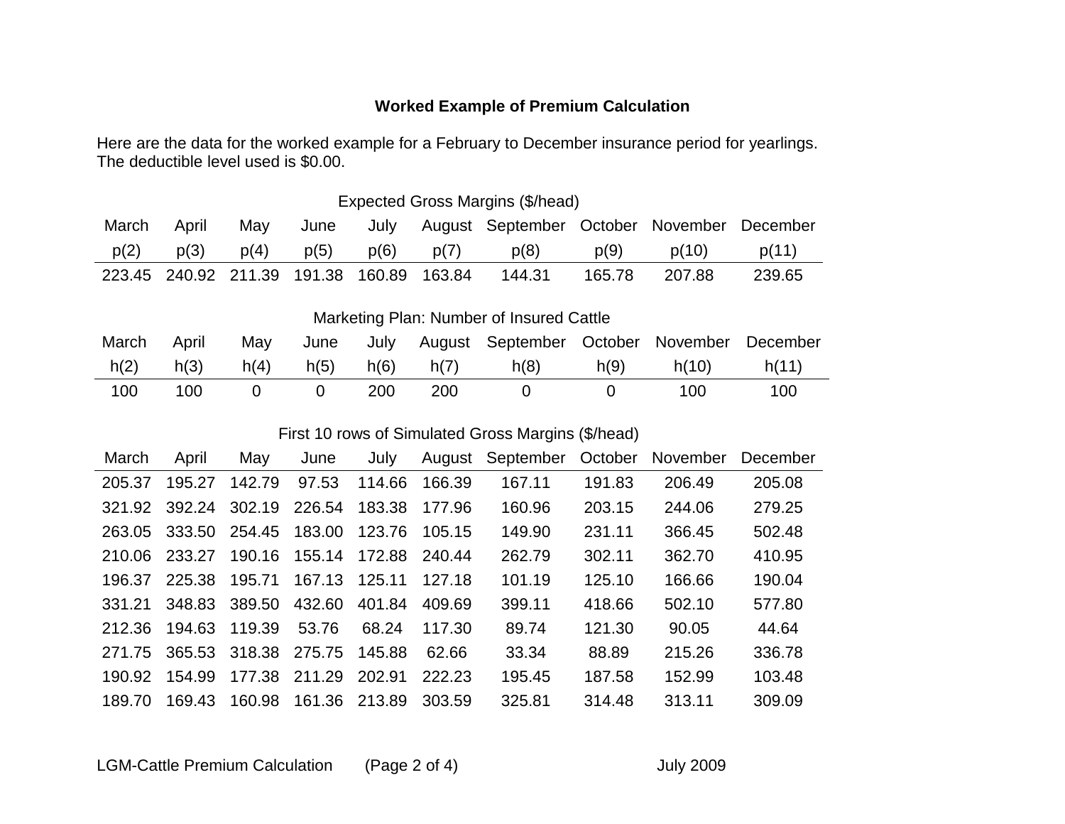## Worked Example of Premium Calculation

Here are the data for the worked example for a February to December insurance period for yearlings. The deductible level used is $0.00.

Expected Gross Margins ($/head)

| March | April | May | June | July | August | September | October | November | December |
|---|---|---|---|---|---|---|---|---|---|
| p(2) | p(3) | p(4) | p(5) | p(6) | p(7) | p(8) | p(9) | p(10) | p(11) |
| 223.45 | 240.92 | 211.39 | 191.38 | 160.89 | 163.84 | 144.31 | 165.78 | 207.88 | 239.65 |

Marketing Plan: Number of Insured Cattle

| March | April | May | June | July | August | September | October | November | December |
|---|---|---|---|---|---|---|---|---|---|
| h(2) | h(3) | h(4) | h(5) | h(6) | h(7) | h(8) | h(9) | h(10) | h(11) |
| 100 | 100 | 0 | 0 | 200 | 200 | 0 | 0 | 100 | 100 |

First 10 rows of Simulated Gross Margins ($/head)

| March | April | May | June | July | August | September | October | November | December |
|---|---|---|---|---|---|---|---|---|---|
| 205.37 | 195.27 | 142.79 | 97.53 | 114.66 | 166.39 | 167.11 | 191.83 | 206.49 | 205.08 |
| 321.92 | 392.24 | 302.19 | 226.54 | 183.38 | 177.96 | 160.96 | 203.15 | 244.06 | 279.25 |
| 263.05 | 333.50 | 254.45 | 183.00 | 123.76 | 105.15 | 149.90 | 231.11 | 366.45 | 502.48 |
| 210.06 | 233.27 | 190.16 | 155.14 | 172.88 | 240.44 | 262.79 | 302.11 | 362.70 | 410.95 |
| 196.37 | 225.38 | 195.71 | 167.13 | 125.11 | 127.18 | 101.19 | 125.10 | 166.66 | 190.04 |
| 331.21 | 348.83 | 389.50 | 432.60 | 401.84 | 409.69 | 399.11 | 418.66 | 502.10 | 577.80 |
| 212.36 | 194.63 | 119.39 | 53.76 | 68.24 | 117.30 | 89.74 | 121.30 | 90.05 | 44.64 |
| 271.75 | 365.53 | 318.38 | 275.75 | 145.88 | 62.66 | 33.34 | 88.89 | 215.26 | 336.78 |
| 190.92 | 154.99 | 177.38 | 211.29 | 202.91 | 222.23 | 195.45 | 187.58 | 152.99 | 103.48 |
| 189.70 | 169.43 | 160.98 | 161.36 | 213.89 | 303.59 | 325.81 | 314.48 | 313.11 | 309.09 |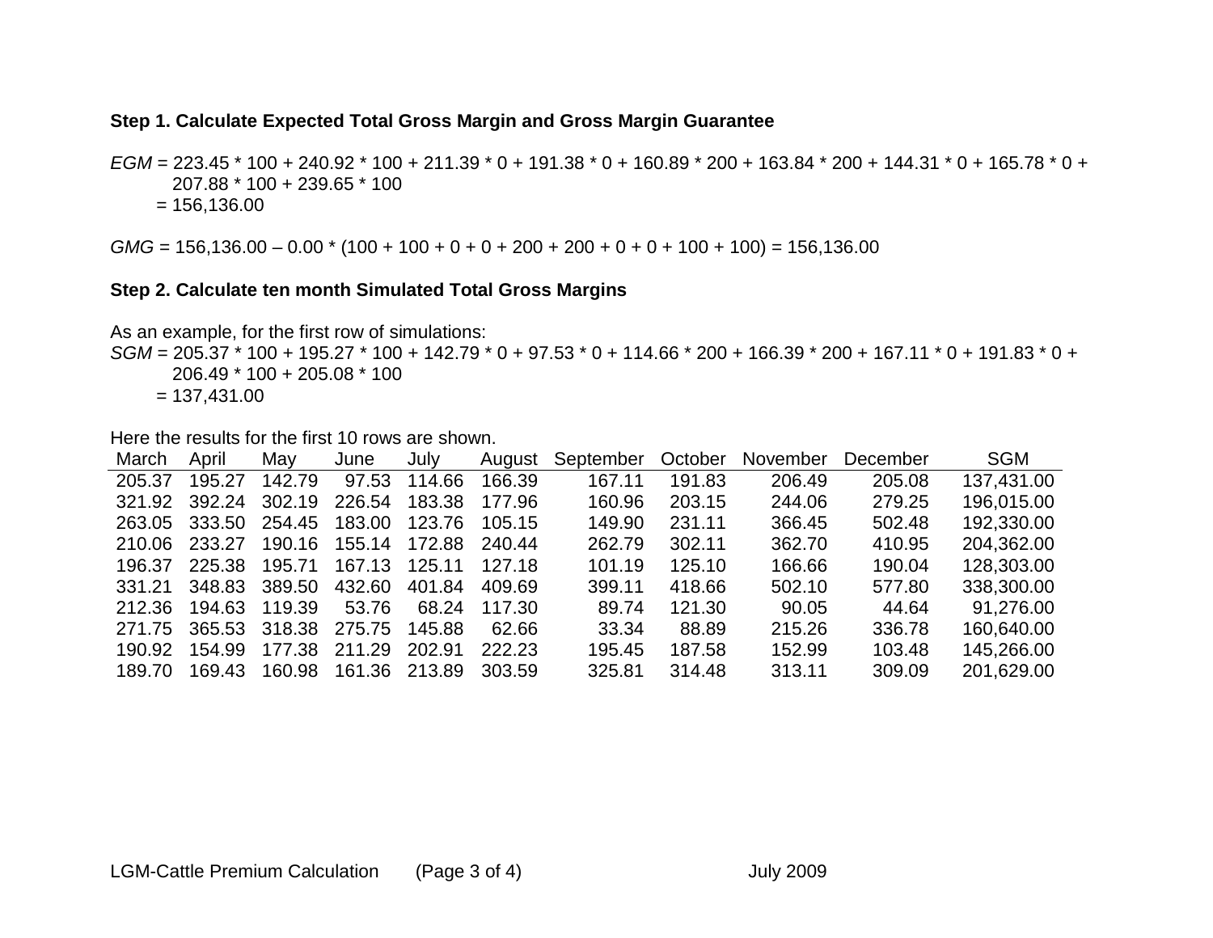**Step 1. Calculate Expected Total Gross Margin and Gross Margin Guarantee**

$EGM$ = 223.45 * 100 + 240.92 * 100 + 211.39 * 0 + 191.38 * 0 + 160.89 * 200 + 163.84 * 200 + 144.31 * 0 + 165.78 * 0 + 207.88 * 100 + 239.65 * 100
= 156,136.00

$GMG$ = 156,136.00 – 0.00 * (100 + 100 + 0 + 0 + 200 + 200 + 0 + 0 + 100 + 100) = 156,136.00

**Step 2. Calculate ten month Simulated Total Gross Margins**

As an example, for the first row of simulations:
$SGM$ = 205.37 * 100 + 195.27 * 100 + 142.79 * 0 + 97.53 * 0 + 114.66 * 200 + 166.39 * 200 + 167.11 * 0 + 191.83 * 0 + 206.49 * 100 + 205.08 * 100
= 137,431.00

Here the results for the first 10 rows are shown.

| March | April | May | June | July | August | September | October | November | December | SGM |
|---|---|---|---|---|---|---|---|---|---|---|
| 205.37 | 195.27 | 142.79 | 97.53 | 114.66 | 166.39 | 167.11 | 191.83 | 206.49 | 205.08 | 137,431.00 |
| 321.92 | 392.24 | 302.19 | 226.54 | 183.38 | 177.96 | 160.96 | 203.15 | 244.06 | 279.25 | 196,015.00 |
| 263.05 | 333.50 | 254.45 | 183.00 | 123.76 | 105.15 | 149.90 | 231.11 | 366.45 | 502.48 | 192,330.00 |
| 210.06 | 233.27 | 190.16 | 155.14 | 172.88 | 240.44 | 262.79 | 302.11 | 362.70 | 410.95 | 204,362.00 |
| 196.37 | 225.38 | 195.71 | 167.13 | 125.11 | 127.18 | 101.19 | 125.10 | 166.66 | 190.04 | 128,303.00 |
| 331.21 | 348.83 | 389.50 | 432.60 | 401.84 | 409.69 | 399.11 | 418.66 | 502.10 | 577.80 | 338,300.00 |
| 212.36 | 194.63 | 119.39 | 53.76 | 68.24 | 117.30 | 89.74 | 121.30 | 90.05 | 44.64 | 91,276.00 |
| 271.75 | 365.53 | 318.38 | 275.75 | 145.88 | 62.66 | 33.34 | 88.89 | 215.26 | 336.78 | 160,640.00 |
| 190.92 | 154.99 | 177.38 | 211.29 | 202.91 | 222.23 | 195.45 | 187.58 | 152.99 | 103.48 | 145,266.00 |
| 189.70 | 169.43 | 160.98 | 161.36 | 213.89 | 303.59 | 325.81 | 314.48 | 313.11 | 309.09 | 201,629.00 |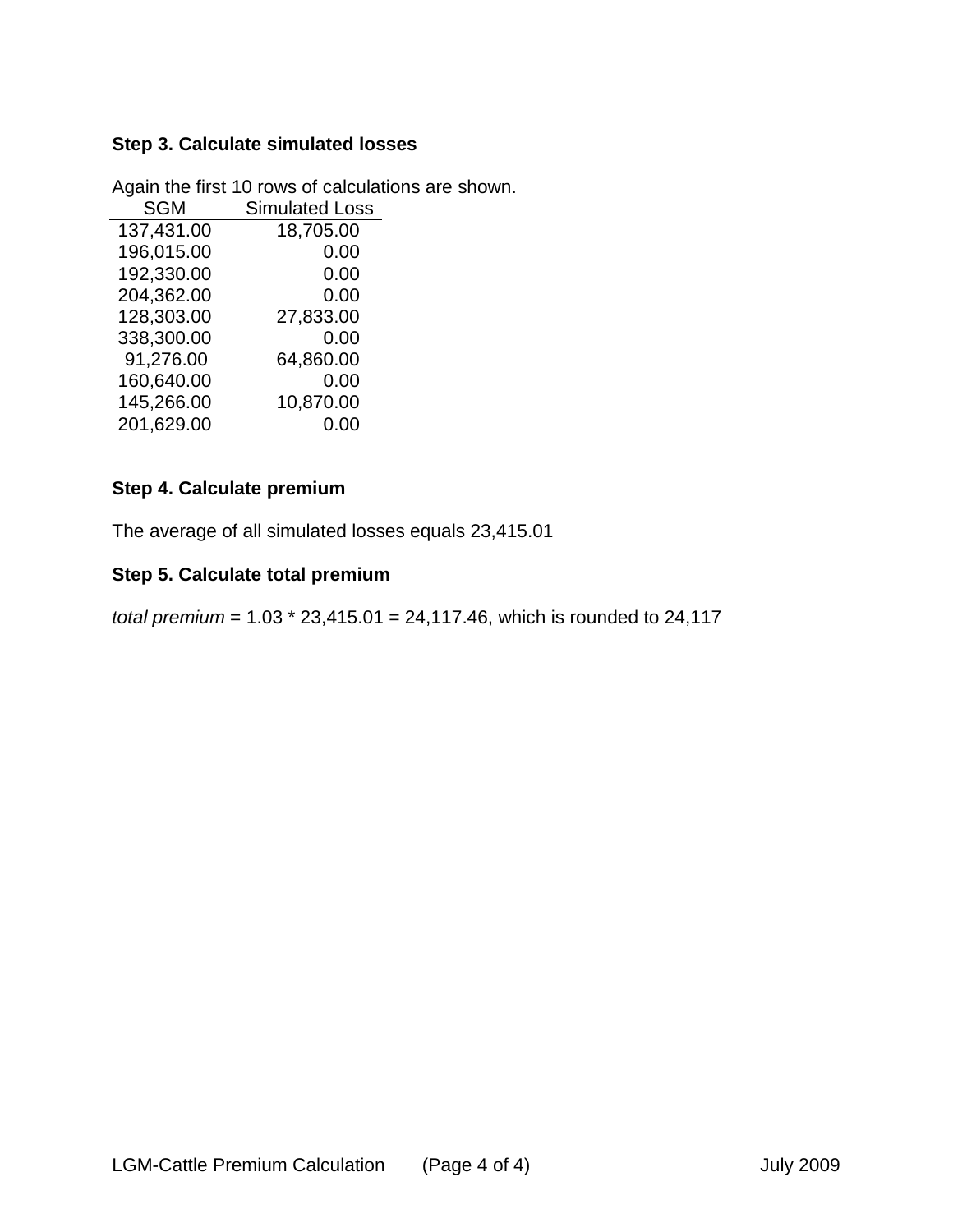**Step 3. Calculate simulated losses**

Again the first 10 rows of calculations are shown.

| SGM | Simulated Loss |
|---|---|
| 137,431.00 | 18,705.00 |
| 196,015.00 | 0.00 |
| 192,330.00 | 0.00 |
| 204,362.00 | 0.00 |
| 128,303.00 | 27,833.00 |
| 338,300.00 | 0.00 |
| 91,276.00 | 64,860.00 |
| 160,640.00 | 0.00 |
| 145,266.00 | 10,870.00 |
| 201,629.00 | 0.00 |

**Step 4. Calculate premium**

The average of all simulated losses equals 23,415.01

**Step 5. Calculate total premium**

*total premium* = 1.03 * 23,415.01 = 24,117.46, which is rounded to 24,117